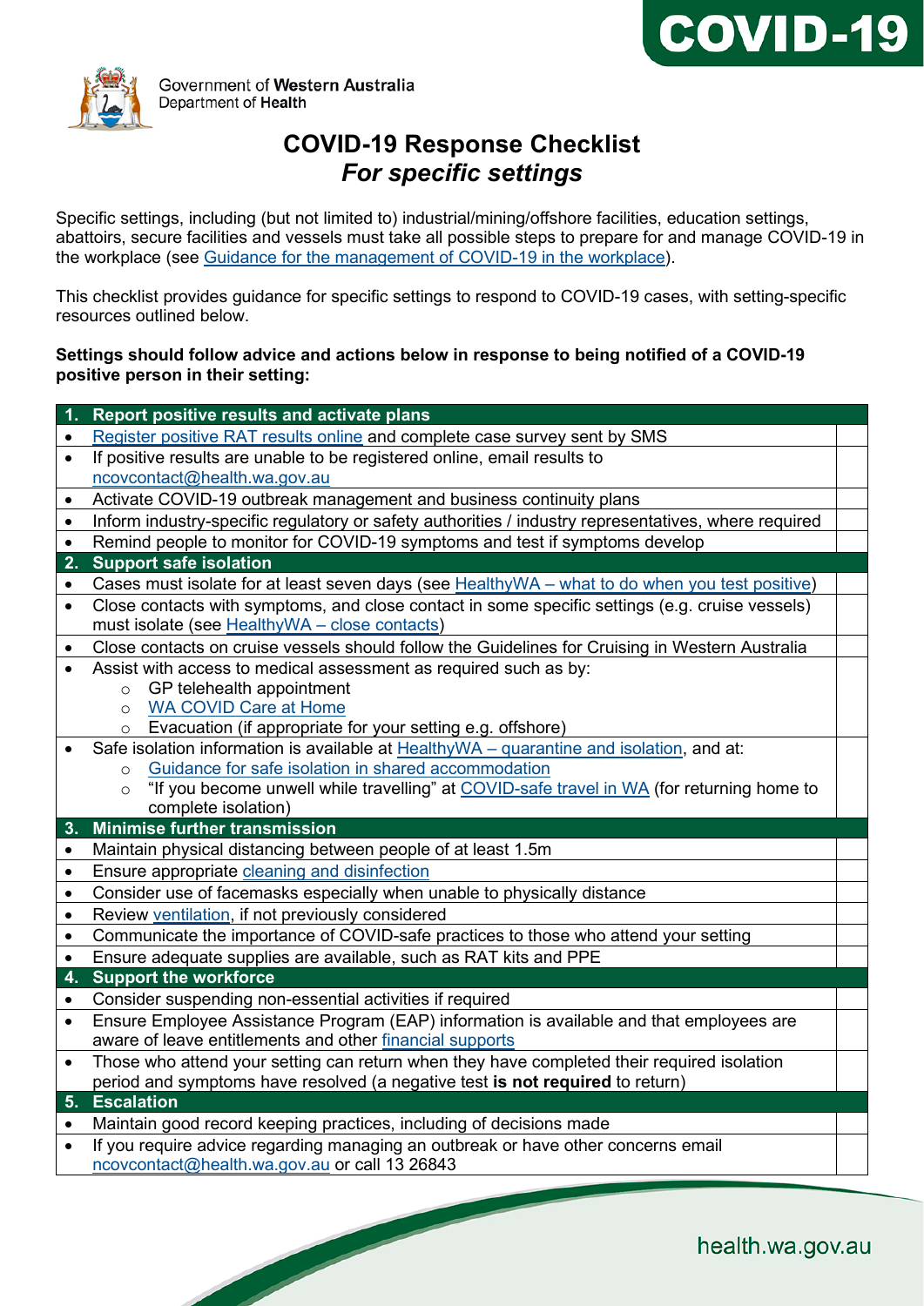COVID-19

Government of Western Australia
Department of Health

# COVID-19 Response Checklist
## *For specific settings*

Specific settings, including (but not limited to) industrial/mining/offshore facilities, education settings, abattoirs, secure facilities and vessels must take all possible steps to prepare for and manage COVID-19 in the workplace (see Guidance for the management of COVID-19 in the workplace).

This checklist provides guidance for specific settings to respond to COVID-19 cases, with setting-specific resources outlined below.

**Settings should follow advice and actions below in response to being notified of a COVID-19 positive person in their setting:**

| **1. Report positive results and activate plans** | |
|---|---|
| • Register positive RAT results online and complete case survey sent by SMS | |
| • If positive results are unable to be registered online, email results to ncovcontact@health.wa.gov.au | |
| • Activate COVID-19 outbreak management and business continuity plans | |
| • Inform industry-specific regulatory or safety authorities / industry representatives, where required | |
| • Remind people to monitor for COVID-19 symptoms and test if symptoms develop | |
| **2. Support safe isolation** | |
| • Cases must isolate for at least seven days (see HealthyWA – what to do when you test positive) | |
| • Close contacts with symptoms, and close contact in some specific settings (e.g. cruise vessels) must isolate (see HealthyWA – close contacts) | |
| • Close contacts on cruise vessels should follow the Guidelines for Cruising in Western Australia | |
| • Assist with access to medical assessment as required such as by:<br>○ GP telehealth appointment<br>○ WA COVID Care at Home<br>○ Evacuation (if appropriate for your setting e.g. offshore) | |
| • Safe isolation information is available at HealthyWA – quarantine and isolation, and at:<br>○ Guidance for safe isolation in shared accommodation<br>○ "If you become unwell while travelling" at COVID-safe travel in WA (for returning home to complete isolation) | |
| **3. Minimise further transmission** | |
| • Maintain physical distancing between people of at least 1.5m | |
| • Ensure appropriate cleaning and disinfection | |
| • Consider use of facemasks especially when unable to physically distance | |
| • Review ventilation, if not previously considered | |
| • Communicate the importance of COVID-safe practices to those who attend your setting | |
| • Ensure adequate supplies are available, such as RAT kits and PPE | |
| **4. Support the workforce** | |
| • Consider suspending non-essential activities if required | |
| • Ensure Employee Assistance Program (EAP) information is available and that employees are aware of leave entitlements and other financial supports | |
| • Those who attend your setting can return when they have completed their required isolation period and symptoms have resolved (a negative test **is not required** to return) | |
| **5. Escalation** | |
| • Maintain good record keeping practices, including of decisions made | |
| • If you require advice regarding managing an outbreak or have other concerns email ncovcontact@health.wa.gov.au or call 13 26843 | |

health.wa.gov.au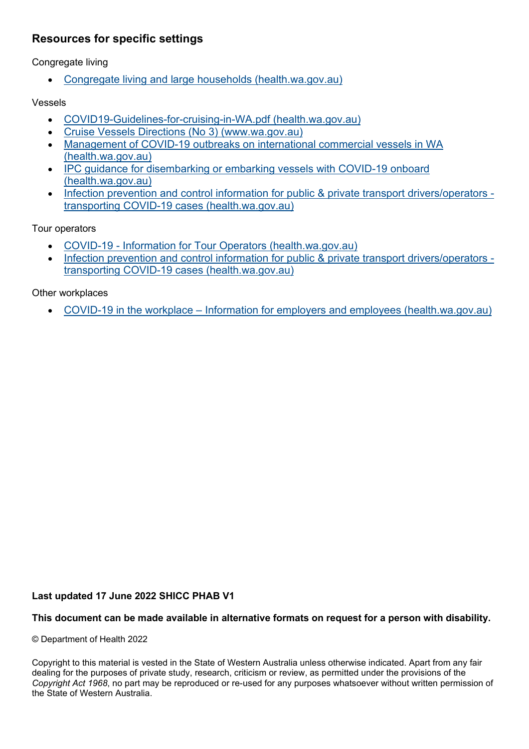## Resources for specific settings

Congregate living

- Congregate living and large households (health.wa.gov.au)

Vessels

- COVID19-Guidelines-for-cruising-in-WA.pdf (health.wa.gov.au)
- Cruise Vessels Directions (No 3) (www.wa.gov.au)
- Management of COVID-19 outbreaks on international commercial vessels in WA (health.wa.gov.au)
- IPC guidance for disembarking or embarking vessels with COVID-19 onboard (health.wa.gov.au)
- Infection prevention and control information for public & private transport drivers/operators - transporting COVID-19 cases (health.wa.gov.au)

Tour operators

- COVID-19 - Information for Tour Operators (health.wa.gov.au)
- Infection prevention and control information for public & private transport drivers/operators - transporting COVID-19 cases (health.wa.gov.au)

Other workplaces

- COVID-19 in the workplace – Information for employers and employees (health.wa.gov.au)

**Last updated 17 June 2022 SHICC PHAB V1**

**This document can be made available in alternative formats on request for a person with disability.**

© Department of Health 2022

Copyright to this material is vested in the State of Western Australia unless otherwise indicated. Apart from any fair dealing for the purposes of private study, research, criticism or review, as permitted under the provisions of the *Copyright Act 1968*, no part may be reproduced or re-used for any purposes whatsoever without written permission of the State of Western Australia.